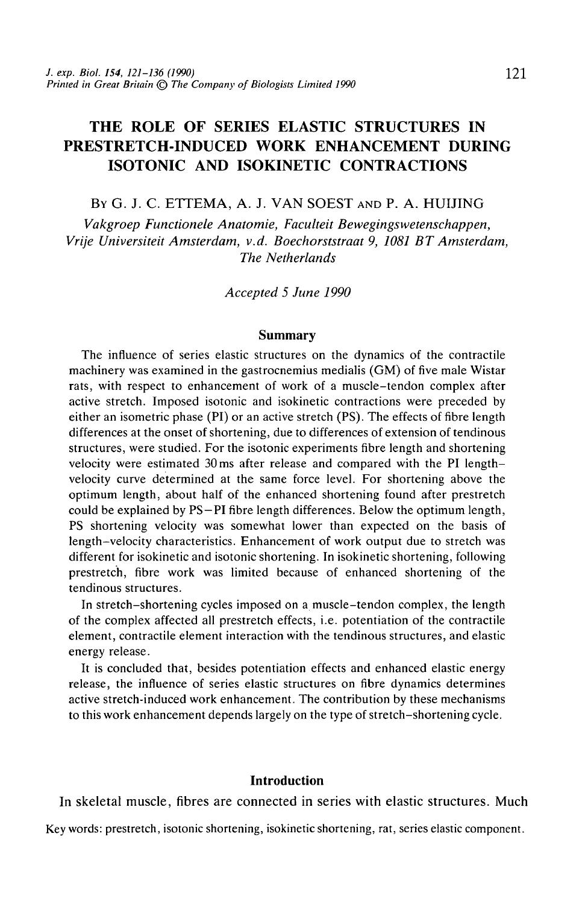# THE ROLE OF SERIES ELASTIC STRUCTURES IN PRESTRETCH-INDUCED WORK ENHANCEMENT DURING ISOTONIC AND ISOKINETIC CONTRACTIONS

By G. J. C. ETTEMA, A. J. VAN SOEST AND P. A. HUIJING

*Vakgroep Functionele Anatomie, Faculteit Bewegingswetenschappen, Vrije Universiteit Amsterdam, v.d. Boechorststraat 9, 1081 BT Amsterdam, The Netherlands*

*Accepted 5 June 1990*

## Summary

The influence of series elastic structures on the dynamics of the contractile machinery was examined in the gastrocnemius medialis (GM) of five male Wistar rats, with respect to enhancement of work of a muscle–tendon complex after active stretch. Imposed isotonic and isokinetic contractions were preceded by either an isometric phase (PI) or an active stretch (PS). The effects of fibre length differences at the onset of shortening, due to differences of extension of tendinous structures, were studied. For the isotonic experiments fibre length and shortening velocity were estimated 30 ms after release and compared with the PI length–velocity curve determined at the same force level. For shortening above the optimum length, about half of the enhanced shortening found after prestretch could be explained by PS−PI fibre length differences. Below the optimum length, PS shortening velocity was somewhat lower than expected on the basis of length–velocity characteristics. Enhancement of work output due to stretch was different for isokinetic and isotonic shortening. In isokinetic shortening, following prestretch, fibre work was limited because of enhanced shortening of the tendinous structures.

In stretch–shortening cycles imposed on a muscle–tendon complex, the length of the complex affected all prestretch effects, i.e. potentiation of the contractile element, contractile element interaction with the tendinous structures, and elastic energy release.

It is concluded that, besides potentiation effects and enhanced elastic energy release, the influence of series elastic structures on fibre dynamics determines active stretch-induced work enhancement. The contribution by these mechanisms to this work enhancement depends largely on the type of stretch–shortening cycle.

## Introduction

In skeletal muscle, fibres are connected in series with elastic structures. Much

Key words: prestretch, isotonic shortening, isokinetic shortening, rat, series elastic component.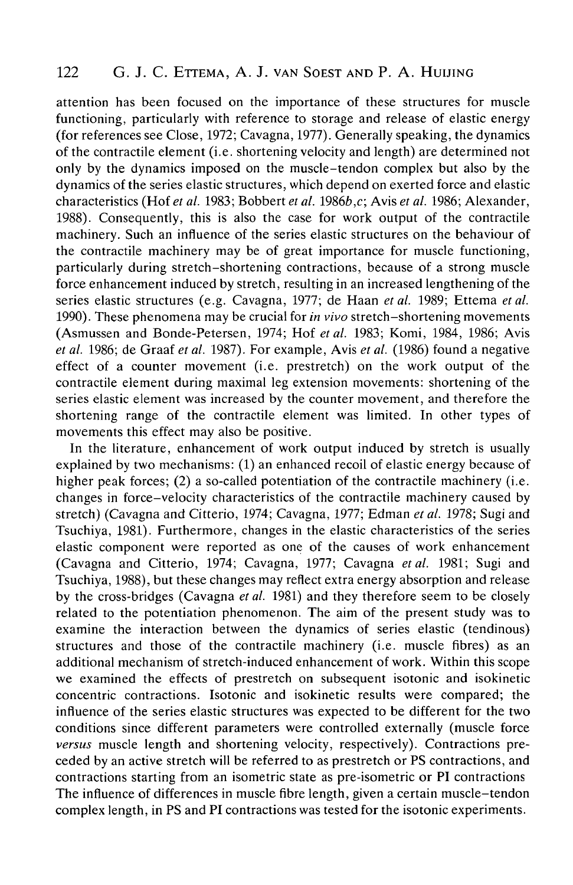attention has been focused on the importance of these structures for muscle functioning, particularly with reference to storage and release of elastic energy (for references see Close, 1972; Cavagna, 1977). Generally speaking, the dynamics of the contractile element (i.e. shortening velocity and length) are determined not only by the dynamics imposed on the muscle–tendon complex but also by the dynamics of the series elastic structures, which depend on exerted force and elastic characteristics (Hof *et al.* 1983; Bobbert *et al.* 1986*b*,*c*; Avis *et al.* 1986; Alexander, 1988). Consequently, this is also the case for work output of the contractile machinery. Such an influence of the series elastic structures on the behaviour of the contractile machinery may be of great importance for muscle functioning, particularly during stretch–shortening contractions, because of a strong muscle force enhancement induced by stretch, resulting in an increased lengthening of the series elastic structures (e.g. Cavagna, 1977; de Haan *et al.* 1989; Ettema *et al.* 1990). These phenomena may be crucial for *in vivo* stretch–shortening movements (Asmussen and Bonde-Petersen, 1974; Hof *et al.* 1983; Komi, 1984, 1986; Avis *et al.* 1986; de Graaf *et al.* 1987). For example, Avis *et al.* (1986) found a negative effect of a counter movement (i.e. prestretch) on the work output of the contractile element during maximal leg extension movements: shortening of the series elastic element was increased by the counter movement, and therefore the shortening range of the contractile element was limited. In other types of movements this effect may also be positive.

In the literature, enhancement of work output induced by stretch is usually explained by two mechanisms: (1) an enhanced recoil of elastic energy because of higher peak forces; (2) a so-called potentiation of the contractile machinery (i.e. changes in force–velocity characteristics of the contractile machinery caused by stretch) (Cavagna and Citterio, 1974; Cavagna, 1977; Edman *et al.* 1978; Sugi and Tsuchiya, 1981). Furthermore, changes in the elastic characteristics of the series elastic component were reported as one of the causes of work enhancement (Cavagna and Citterio, 1974; Cavagna, 1977; Cavagna *et al.* 1981; Sugi and Tsuchiya, 1988), but these changes may reflect extra energy absorption and release by the cross-bridges (Cavagna *et al.* 1981) and they therefore seem to be closely related to the potentiation phenomenon. The aim of the present study was to examine the interaction between the dynamics of series elastic (tendinous) structures and those of the contractile machinery (i.e. muscle fibres) as an additional mechanism of stretch-induced enhancement of work. Within this scope we examined the effects of prestretch on subsequent isotonic and isokinetic concentric contractions. Isotonic and isokinetic results were compared; the influence of the series elastic structures was expected to be different for the two conditions since different parameters were controlled externally (muscle force *versus* muscle length and shortening velocity, respectively). Contractions preceded by an active stretch will be referred to as prestretch or PS contractions, and contractions starting from an isometric state as pre-isometric or PI contractions The influence of differences in muscle fibre length, given a certain muscle–tendon complex length, in PS and PI contractions was tested for the isotonic experiments.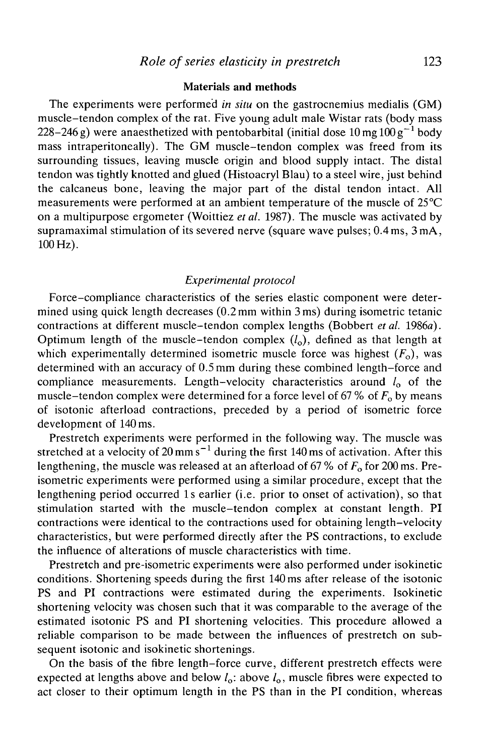## Materials and methods

The experiments were performed *in situ* on the gastrocnemius medialis (GM) muscle–tendon complex of the rat. Five young adult male Wistar rats (body mass 228–246 g) were anaesthetized with pentobarbital (initial dose $10\,\mathrm{mg}\,100\,\mathrm{g}^{-1}$ body mass intraperitoneally). The GM muscle–tendon complex was freed from its surrounding tissues, leaving muscle origin and blood supply intact. The distal tendon was tightly knotted and glued (Histoacryl Blau) to a steel wire, just behind the calcaneus bone, leaving the major part of the distal tendon intact. All measurements were performed at an ambient temperature of the muscle of 25°C on a multipurpose ergometer (Woittiez *et al.* 1987). The muscle was activated by supramaximal stimulation of its severed nerve (square wave pulses; 0.4 ms, 3 mA, 100 Hz).

### *Experimental protocol*

Force–compliance characteristics of the series elastic component were determined using quick length decreases (0.2 mm within 3 ms) during isometric tetanic contractions at different muscle–tendon complex lengths (Bobbert *et al.* 1986*a*). Optimum length of the muscle–tendon complex ($l_o$), defined as that length at which experimentally determined isometric muscle force was highest ($F_o$), was determined with an accuracy of 0.5 mm during these combined length–force and compliance measurements. Length–velocity characteristics around $l_o$ of the muscle–tendon complex were determined for a force level of 67 % of $F_o$ by means of isotonic afterload contractions, preceded by a period of isometric force development of 140 ms.

Prestretch experiments were performed in the following way. The muscle was stretched at a velocity of $20\,\mathrm{mm\,s^{-1}}$ during the first 140 ms of activation. After this lengthening, the muscle was released at an afterload of 67 % of $F_o$ for 200 ms. Pre-isometric experiments were performed using a similar procedure, except that the lengthening period occurred 1 s earlier (i.e. prior to onset of activation), so that stimulation started with the muscle–tendon complex at constant length. PI contractions were identical to the contractions used for obtaining length–velocity characteristics, but were performed directly after the PS contractions, to exclude the influence of alterations of muscle characteristics with time.

Prestretch and pre-isometric experiments were also performed under isokinetic conditions. Shortening speeds during the first 140 ms after release of the isotonic PS and PI contractions were estimated during the experiments. Isokinetic shortening velocity was chosen such that it was comparable to the average of the estimated isotonic PS and PI shortening velocities. This procedure allowed a reliable comparison to be made between the influences of prestretch on subsequent isotonic and isokinetic shortenings.

On the basis of the fibre length–force curve, different prestretch effects were expected at lengths above and below $l_o$: above $l_o$, muscle fibres were expected to act closer to their optimum length in the PS than in the PI condition, whereas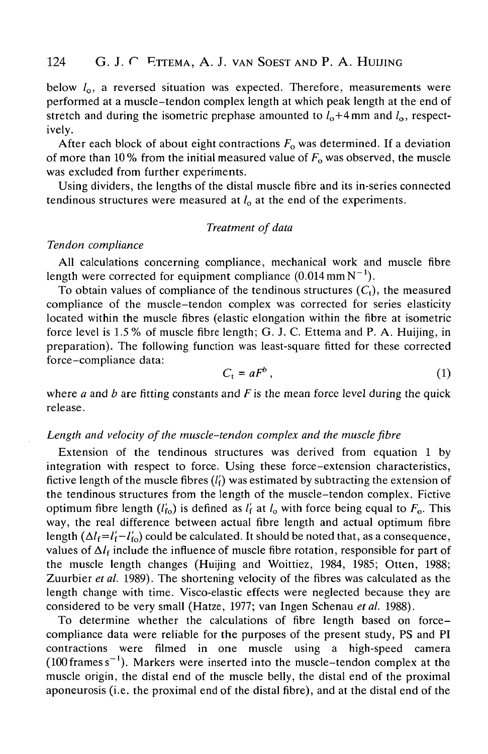below $l_o$, a reversed situation was expected. Therefore, measurements were performed at a muscle–tendon complex length at which peak length at the end of stretch and during the isometric prephase amounted to $l_o$+4 mm and $l_o$, respectively.

After each block of about eight contractions $F_o$ was determined. If a deviation of more than 10 % from the initial measured value of $F_o$ was observed, the muscle was excluded from further experiments.

Using dividers, the lengths of the distal muscle fibre and its in-series connected tendinous structures were measured at $l_o$ at the end of the experiments.

### *Treatment of data*

#### *Tendon compliance*

All calculations concerning compliance, mechanical work and muscle fibre length were corrected for equipment compliance (0.014 mm $N^{-1}$).

To obtain values of compliance of the tendinous structures ($C_t$), the measured compliance of the muscle–tendon complex was corrected for series elasticity located within the muscle fibres (elastic elongation within the fibre at isometric force level is 1.5 % of muscle fibre length; G. J. C. Ettema and P. A. Huijing, in preparation). The following function was least-square fitted for these corrected force–compliance data:

$$C_t = aF^b \,, \tag{1}$$

where $a$ and $b$ are fitting constants and $F$ is the mean force level during the quick release.

#### *Length and velocity of the muscle–tendon complex and the muscle fibre*

Extension of the tendinous structures was derived from equation 1 by integration with respect to force. Using these force–extension characteristics, fictive length of the muscle fibres ($l'_f$) was estimated by subtracting the extension of the tendinous structures from the length of the muscle–tendon complex. Fictive optimum fibre length ($l'_{fo}$) is defined as $l'_f$ at $l_o$ with force being equal to $F_o$. This way, the real difference between actual fibre length and actual optimum fibre length ($\Delta l_f = l'_f - l'_{fo}$) could be calculated. It should be noted that, as a consequence, values of $\Delta l_f$ include the influence of muscle fibre rotation, responsible for part of the muscle length changes (Huijing and Woittiez, 1984, 1985; Otten, 1988; Zuurbier *et al.* 1989). The shortening velocity of the fibres was calculated as the length change with time. Visco-elastic effects were neglected because they are considered to be very small (Hatze, 1977; van Ingen Schenau *et al.* 1988).

To determine whether the calculations of fibre length based on force–compliance data were reliable for the purposes of the present study, PS and PI contractions were filmed in one muscle using a high-speed camera (100 frames $s^{-1}$). Markers were inserted into the muscle–tendon complex at the muscle origin, the distal end of the muscle belly, the distal end of the proximal aponeurosis (i.e. the proximal end of the distal fibre), and at the distal end of the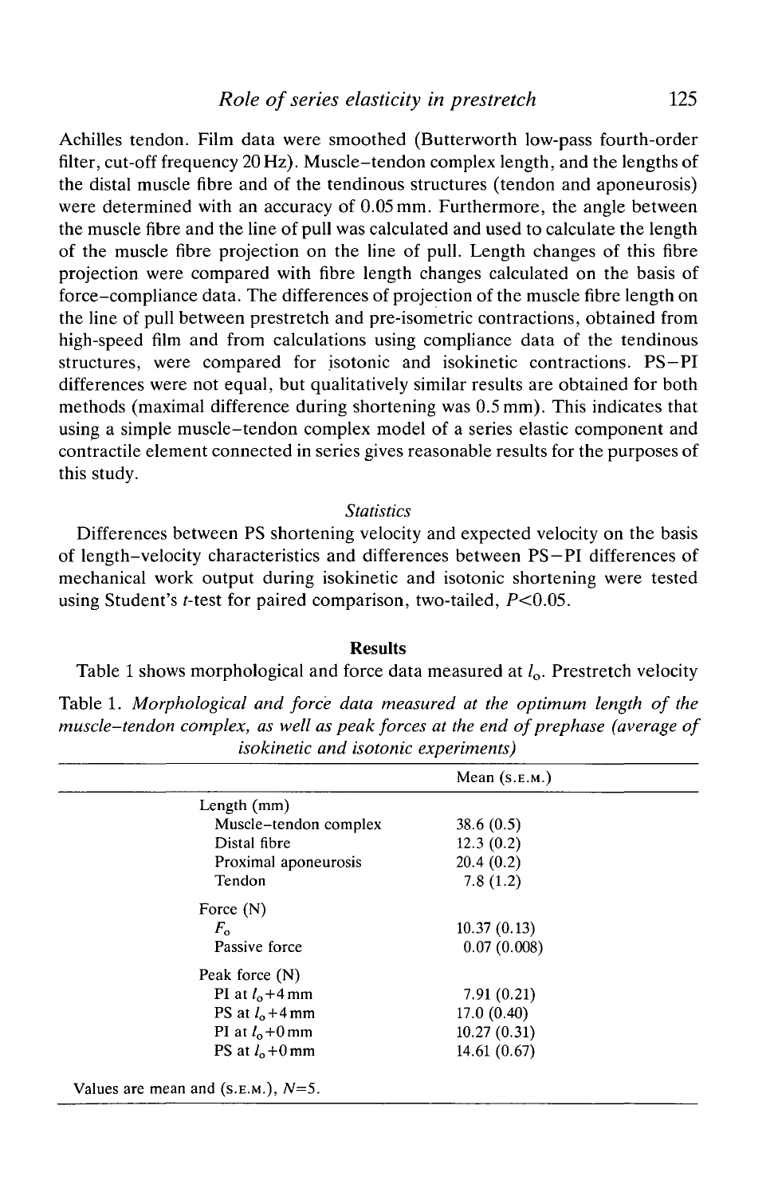Achilles tendon. Film data were smoothed (Butterworth low-pass fourth-order filter, cut-off frequency 20 Hz). Muscle–tendon complex length, and the lengths of the distal muscle fibre and of the tendinous structures (tendon and aponeurosis) were determined with an accuracy of 0.05 mm. Furthermore, the angle between the muscle fibre and the line of pull was calculated and used to calculate the length of the muscle fibre projection on the line of pull. Length changes of this fibre projection were compared with fibre length changes calculated on the basis of force–compliance data. The differences of projection of the muscle fibre length on the line of pull between prestretch and pre-isometric contractions, obtained from high-speed film and from calculations using compliance data of the tendinous structures, were compared for isotonic and isokinetic contractions. PS–PI differences were not equal, but qualitatively similar results are obtained for both methods (maximal difference during shortening was 0.5 mm). This indicates that using a simple muscle–tendon complex model of a series elastic component and contractile element connected in series gives reasonable results for the purposes of this study.

### *Statistics*

Differences between PS shortening velocity and expected velocity on the basis of length–velocity characteristics and differences between PS–PI differences of mechanical work output during isokinetic and isotonic shortening were tested using Student's *t*-test for paired comparison, two-tailed, $P<0.05$.

## Results

Table 1 shows morphological and force data measured at $l_o$. Prestretch velocity

Table 1. *Morphological and force data measured at the optimum length of the muscle–tendon complex, as well as peak forces at the end of prephase (average of isokinetic and isotonic experiments)*

| | Mean (S.E.M.) |
|---|---|
| Length (mm) | |
| Muscle–tendon complex | 38.6 (0.5) |
| Distal fibre | 12.3 (0.2) |
| Proximal aponeurosis | 20.4 (0.2) |
| Tendon | 7.8 (1.2) |
| Force (N) | |
| $F_o$ | 10.37 (0.13) |
| Passive force | 0.07 (0.008) |
| Peak force (N) | |
| PI at $l_o$+4 mm | 7.91 (0.21) |
| PS at $l_o$+4 mm | 17.0 (0.40) |
| PI at $l_o$+0 mm | 10.27 (0.31) |
| PS at $l_o$+0 mm | 14.61 (0.67) |

Values are mean and (S.E.M.), $N$=5.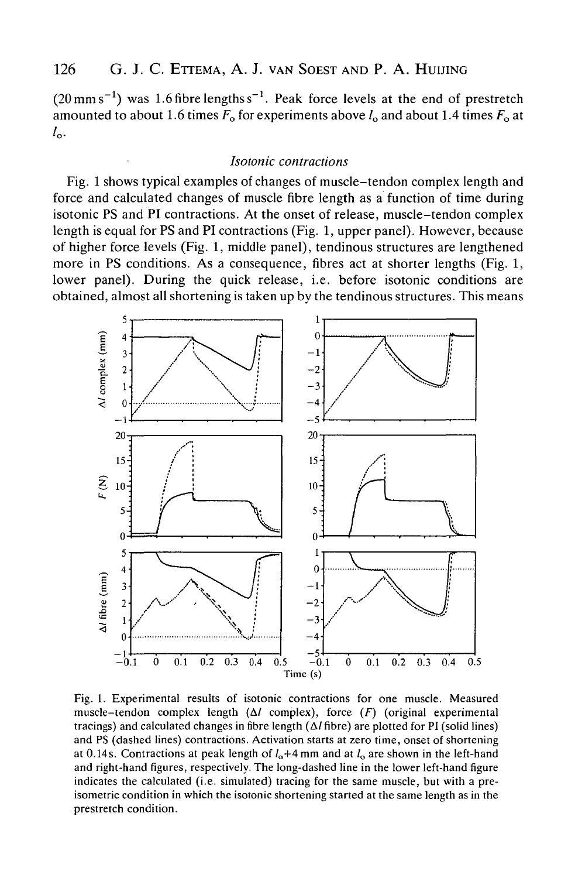($20\,mm\,s^{-1}$) was 1.6 fibre lengths $s^{-1}$. Peak force levels at the end of prestretch amounted to about 1.6 times $F_o$ for experiments above $l_o$ and about 1.4 times $F_o$ at $l_o$.

### *Isotonic contractions*

Fig. 1 shows typical examples of changes of muscle–tendon complex length and force and calculated changes of muscle fibre length as a function of time during isotonic PS and PI contractions. At the onset of release, muscle–tendon complex length is equal for PS and PI contractions (Fig. 1, upper panel). However, because of higher force levels (Fig. 1, middle panel), tendinous structures are lengthened more in PS conditions. As a consequence, fibres act at shorter lengths (Fig. 1, lower panel). During the quick release, i.e. before isotonic conditions are obtained, almost all shortening is taken up by the tendinous structures. This means

Fig. 1. Experimental results of isotonic contractions for one muscle. Measured muscle–tendon complex length ($\Delta l$ complex), force ($F$) (original experimental tracings) and calculated changes in fibre length ($\Delta l$ fibre) are plotted for PI (solid lines) and PS (dashed lines) contractions. Activation starts at zero time, onset of shortening at 0.14 s. Contractions at peak length of $l_o$+4 mm and at $l_o$ are shown in the left-hand and right-hand figures, respectively. The long-dashed line in the lower left-hand figure indicates the calculated (i.e. simulated) tracing for the same muscle, but with a pre-isometric condition in which the isotonic shortening started at the same length as in the prestretch condition.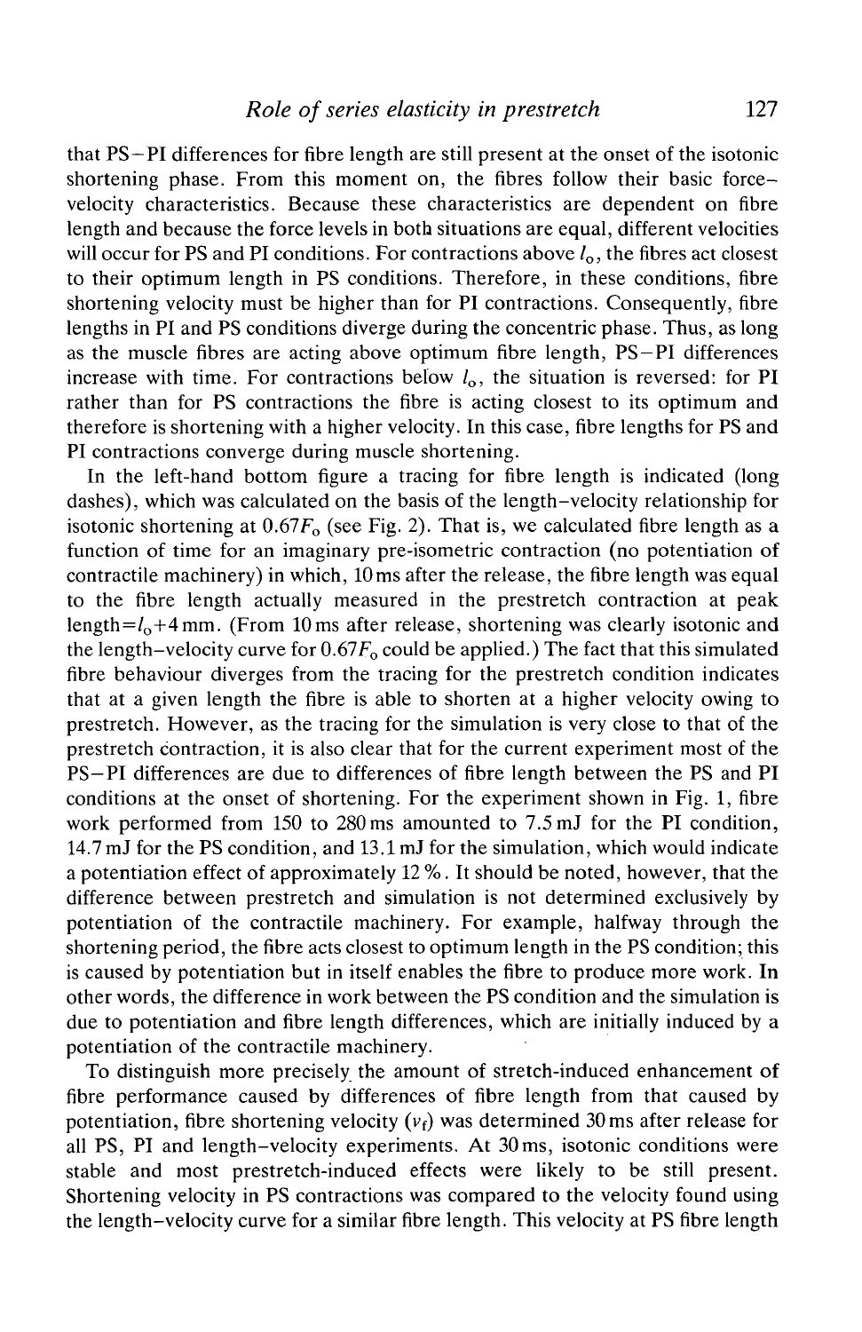that PS–PI differences for fibre length are still present at the onset of the isotonic shortening phase. From this moment on, the fibres follow their basic force–velocity characteristics. Because these characteristics are dependent on fibre length and because the force levels in both situations are equal, different velocities will occur for PS and PI conditions. For contractions above $l_o$, the fibres act closest to their optimum length in PS conditions. Therefore, in these conditions, fibre shortening velocity must be higher than for PI contractions. Consequently, fibre lengths in PI and PS conditions diverge during the concentric phase. Thus, as long as the muscle fibres are acting above optimum fibre length, PS–PI differences increase with time. For contractions below $l_o$, the situation is reversed: for PI rather than for PS contractions the fibre is acting closest to its optimum and therefore is shortening with a higher velocity. In this case, fibre lengths for PS and PI contractions converge during muscle shortening.

In the left-hand bottom figure a tracing for fibre length is indicated (long dashes), which was calculated on the basis of the length–velocity relationship for isotonic shortening at $0.67F_o$ (see Fig. 2). That is, we calculated fibre length as a function of time for an imaginary pre-isometric contraction (no potentiation of contractile machinery) in which, 10 ms after the release, the fibre length was equal to the fibre length actually measured in the prestretch contraction at peak length$=l_o+4$ mm. (From 10 ms after release, shortening was clearly isotonic and the length–velocity curve for $0.67F_o$ could be applied.) The fact that this simulated fibre behaviour diverges from the tracing for the prestretch condition indicates that at a given length the fibre is able to shorten at a higher velocity owing to prestretch. However, as the tracing for the simulation is very close to that of the prestretch contraction, it is also clear that for the current experiment most of the PS–PI differences are due to differences of fibre length between the PS and PI conditions at the onset of shortening. For the experiment shown in Fig. 1, fibre work performed from 150 to 280 ms amounted to 7.5 mJ for the PI condition, 14.7 mJ for the PS condition, and 13.1 mJ for the simulation, which would indicate a potentiation effect of approximately 12 %. It should be noted, however, that the difference between prestretch and simulation is not determined exclusively by potentiation of the contractile machinery. For example, halfway through the shortening period, the fibre acts closest to optimum length in the PS condition; this is caused by potentiation but in itself enables the fibre to produce more work. In other words, the difference in work between the PS condition and the simulation is due to potentiation and fibre length differences, which are initially induced by a potentiation of the contractile machinery.

To distinguish more precisely the amount of stretch-induced enhancement of fibre performance caused by differences of fibre length from that caused by potentiation, fibre shortening velocity ($v_f$) was determined 30 ms after release for all PS, PI and length–velocity experiments. At 30 ms, isotonic conditions were stable and most prestretch-induced effects were likely to be still present. Shortening velocity in PS contractions was compared to the velocity found using the length–velocity curve for a similar fibre length. This velocity at PS fibre length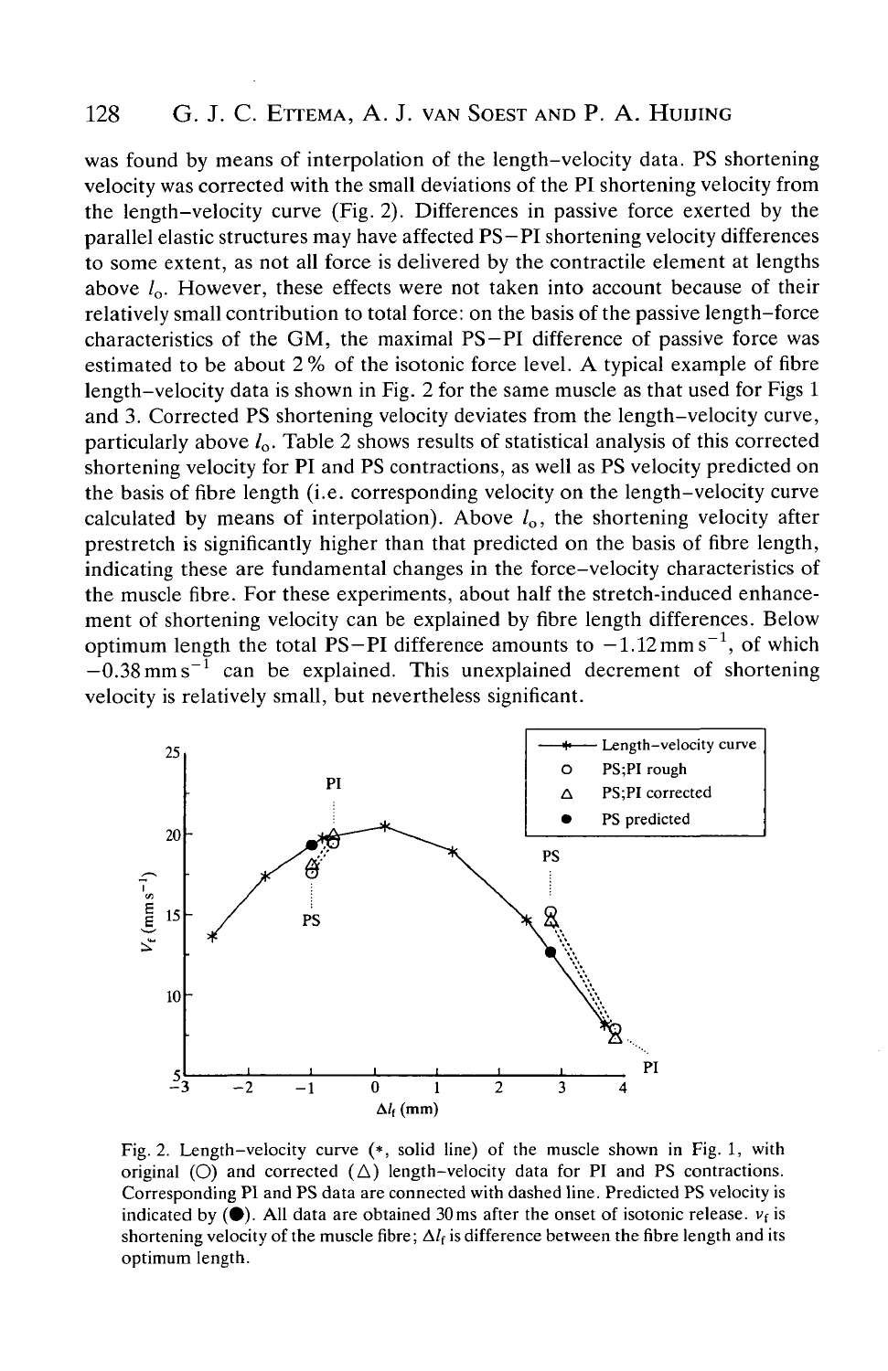was found by means of interpolation of the length–velocity data. PS shortening velocity was corrected with the small deviations of the PI shortening velocity from the length–velocity curve (Fig. 2). Differences in passive force exerted by the parallel elastic structures may have affected PS–PI shortening velocity differences to some extent, as not all force is delivered by the contractile element at lengths above $l_o$. However, these effects were not taken into account because of their relatively small contribution to total force: on the basis of the passive length–force characteristics of the GM, the maximal PS–PI difference of passive force was estimated to be about 2 % of the isotonic force level. A typical example of fibre length–velocity data is shown in Fig. 2 for the same muscle as that used for Figs 1 and 3. Corrected PS shortening velocity deviates from the length–velocity curve, particularly above $l_o$. Table 2 shows results of statistical analysis of this corrected shortening velocity for PI and PS contractions, as well as PS velocity predicted on the basis of fibre length (i.e. corresponding velocity on the length–velocity curve calculated by means of interpolation). Above $l_o$, the shortening velocity after prestretch is significantly higher than that predicted on the basis of fibre length, indicating these are fundamental changes in the force–velocity characteristics of the muscle fibre. For these experiments, about half the stretch-induced enhancement of shortening velocity can be explained by fibre length differences. Below optimum length the total PS–PI difference amounts to $-1.12\,\mathrm{mm\,s^{-1}}$, of which $-0.38\,\mathrm{mm\,s^{-1}}$ can be explained. This unexplained decrement of shortening velocity is relatively small, but nevertheless significant.

Fig. 2. Length–velocity curve (*, solid line) of the muscle shown in Fig. 1, with original (○) and corrected (△) length–velocity data for PI and PS contractions. Corresponding PI and PS data are connected with dashed line. Predicted PS velocity is indicated by (●). All data are obtained 30 ms after the onset of isotonic release. $v_f$ is shortening velocity of the muscle fibre; $\Delta l_f$ is difference between the fibre length and its optimum length.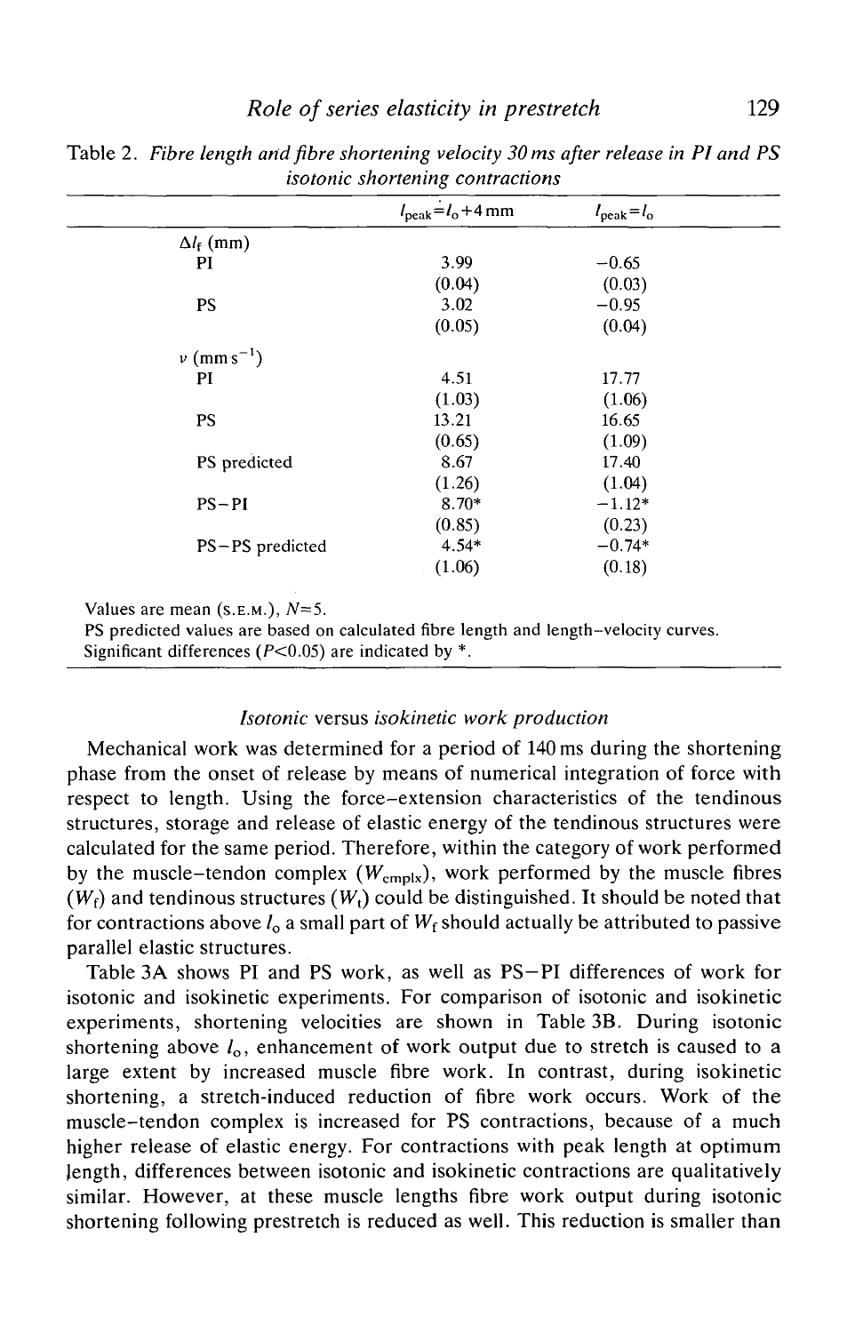Table 2. *Fibre length and fibre shortening velocity 30 ms after release in PI and PS isotonic shortening contractions*

| | $l_{peak}=l_o+4$ mm | $l_{peak}=l_o$ |
|---|---|---|
| $\Delta l_f$ (mm) | | |
| PI | 3.99 | −0.65 |
| | (0.04) | (0.03) |
| PS | 3.02 | −0.95 |
| | (0.05) | (0.04) |
| $v$ (mm s$^{-1}$) | | |
| PI | 4.51 | 17.77 |
| | (1.03) | (1.06) |
| PS | 13.21 | 16.65 |
| | (0.65) | (1.09) |
| PS predicted | 8.67 | 17.40 |
| | (1.26) | (1.04) |
| PS−PI | 8.70* | −1.12* |
| | (0.85) | (0.23) |
| PS−PS predicted | 4.54* | −0.74* |
| | (1.06) | (0.18) |

Values are mean (S.E.M.), $N$=5.
PS predicted values are based on calculated fibre length and length–velocity curves.
Significant differences ($P$<0.05) are indicated by *.

### *Isotonic* versus *isokinetic work production*

Mechanical work was determined for a period of 140 ms during the shortening phase from the onset of release by means of numerical integration of force with respect to length. Using the force–extension characteristics of the tendinous structures, storage and release of elastic energy of the tendinous structures were calculated for the same period. Therefore, within the category of work performed by the muscle–tendon complex ($W_{cmplx}$), work performed by the muscle fibres ($W_f$) and tendinous structures ($W_t$) could be distinguished. It should be noted that for contractions above $l_o$ a small part of $W_f$ should actually be attributed to passive parallel elastic structures.

Table 3A shows PI and PS work, as well as PS−PI differences of work for isotonic and isokinetic experiments. For comparison of isotonic and isokinetic experiments, shortening velocities are shown in Table 3B. During isotonic shortening above $l_o$, enhancement of work output due to stretch is caused to a large extent by increased muscle fibre work. In contrast, during isokinetic shortening, a stretch-induced reduction of fibre work occurs. Work of the muscle–tendon complex is increased for PS contractions, because of a much higher release of elastic energy. For contractions with peak length at optimum length, differences between isotonic and isokinetic contractions are qualitatively similar. However, at these muscle lengths fibre work output during isotonic shortening following prestretch is reduced as well. This reduction is smaller than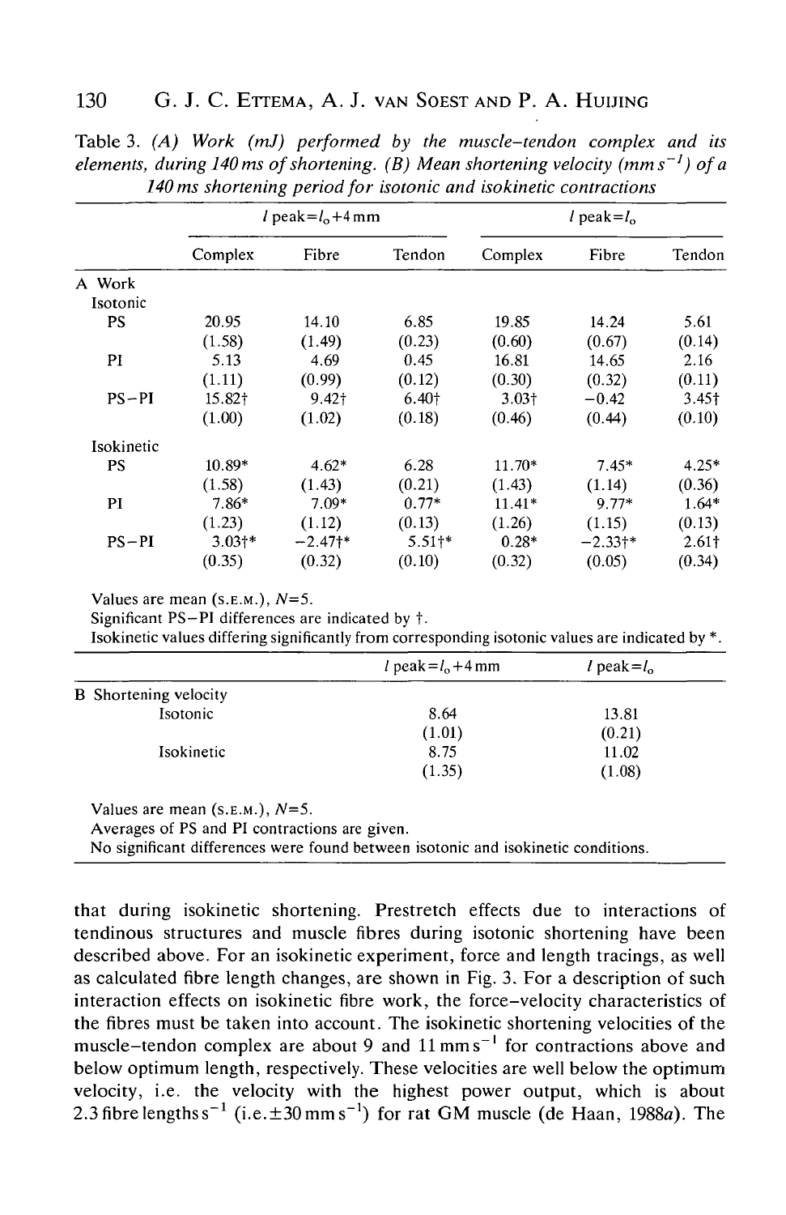Table 3. *(A) Work (mJ) performed by the muscle–tendon complex and its elements, during 140 ms of shortening. (B) Mean shortening velocity (mm $s^{-1}$) of a 140 ms shortening period for isotonic and isokinetic contractions*

| | $l$ peak=$l_o$+4 mm | | | $l$ peak=$l_o$ | | |
|---|---|---|---|---|---|---|
| | Complex | Fibre | Tendon | Complex | Fibre | Tendon |
| **A Work** | | | | | | |
| Isotonic | | | | | | |
| PS | 20.95 | 14.10 | 6.85 | 19.85 | 14.24 | 5.61 |
| | (1.58) | (1.49) | (0.23) | (0.60) | (0.67) | (0.14) |
| PI | 5.13 | 4.69 | 0.45 | 16.81 | 14.65 | 2.16 |
| | (1.11) | (0.99) | (0.12) | (0.30) | (0.32) | (0.11) |
| PS–PI | 15.82† | 9.42† | 6.40† | 3.03† | −0.42 | 3.45† |
| | (1.00) | (1.02) | (0.18) | (0.46) | (0.44) | (0.10) |
| Isokinetic | | | | | | |
| PS | 10.89* | 4.62* | 6.28 | 11.70* | 7.45* | 4.25* |
| | (1.58) | (1.43) | (0.21) | (1.43) | (1.14) | (0.36) |
| PI | 7.86* | 7.09* | 0.77* | 11.41* | 9.77* | 1.64* |
| | (1.23) | (1.12) | (0.13) | (1.26) | (1.15) | (0.13) |
| PS–PI | 3.03†* | −2.47†* | 5.51†* | 0.28* | −2.33†* | 2.61† |
| | (0.35) | (0.32) | (0.10) | (0.32) | (0.05) | (0.34) |

Values are mean (S.E.M.), $N$=5.
Significant PS–PI differences are indicated by †.
Isokinetic values differing significantly from corresponding isotonic values are indicated by *.

| | $l$ peak=$l_o$+4 mm | $l$ peak=$l_o$ |
|---|---|---|
| **B Shortening velocity** | | |
| Isotonic | 8.64 | 13.81 |
| | (1.01) | (0.21) |
| Isokinetic | 8.75 | 11.02 |
| | (1.35) | (1.08) |

Values are mean (S.E.M.), $N$=5.
Averages of PS and PI contractions are given.
No significant differences were found between isotonic and isokinetic conditions.

that during isokinetic shortening. Prestretch effects due to interactions of tendinous structures and muscle fibres during isotonic shortening have been described above. For an isokinetic experiment, force and length tracings, as well as calculated fibre length changes, are shown in Fig. 3. For a description of such interaction effects on isokinetic fibre work, the force–velocity characteristics of the fibres must be taken into account. The isokinetic shortening velocities of the muscle–tendon complex are about 9 and 11 mm $s^{-1}$ for contractions above and below optimum length, respectively. These velocities are well below the optimum velocity, i.e. the velocity with the highest power output, which is about 2.3 fibre lengths $s^{-1}$ (i.e. ±30 mm $s^{-1}$) for rat GM muscle (de Haan, 1988*a*). The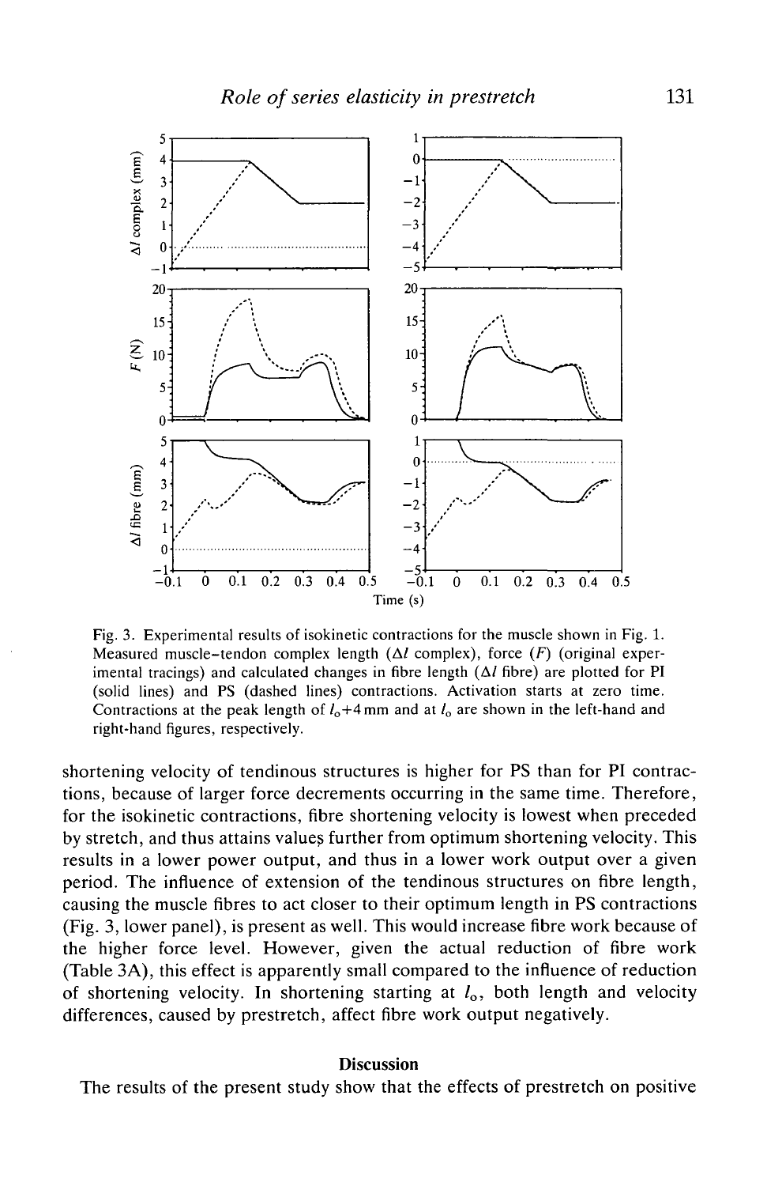Fig. 3. Experimental results of isokinetic contractions for the muscle shown in Fig. 1. Measured muscle–tendon complex length ($\Delta l$ complex), force ($F$) (original experimental tracings) and calculated changes in fibre length ($\Delta l$ fibre) are plotted for PI (solid lines) and PS (dashed lines) contractions. Activation starts at zero time. Contractions at the peak length of $l_0$+4 mm and at $l_0$ are shown in the left-hand and right-hand figures, respectively.

shortening velocity of tendinous structures is higher for PS than for PI contractions, because of larger force decrements occurring in the same time. Therefore, for the isokinetic contractions, fibre shortening velocity is lowest when preceded by stretch, and thus attains values further from optimum shortening velocity. This results in a lower power output, and thus in a lower work output over a given period. The influence of extension of the tendinous structures on fibre length, causing the muscle fibres to act closer to their optimum length in PS contractions (Fig. 3, lower panel), is present as well. This would increase fibre work because of the higher force level. However, given the actual reduction of fibre work (Table 3A), this effect is apparently small compared to the influence of reduction of shortening velocity. In shortening starting at $l_0$, both length and velocity differences, caused by prestretch, affect fibre work output negatively.

## Discussion

The results of the present study show that the effects of prestretch on positive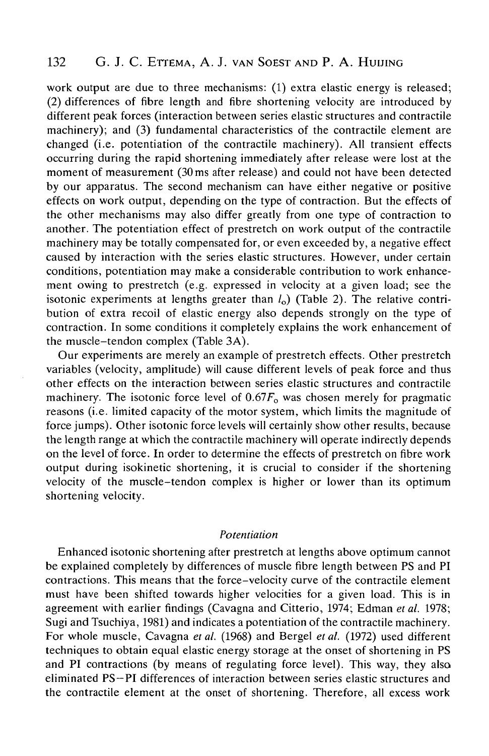work output are due to three mechanisms: (1) extra elastic energy is released; (2) differences of fibre length and fibre shortening velocity are introduced by different peak forces (interaction between series elastic structures and contractile machinery); and (3) fundamental characteristics of the contractile element are changed (i.e. potentiation of the contractile machinery). All transient effects occurring during the rapid shortening immediately after release were lost at the moment of measurement (30 ms after release) and could not have been detected by our apparatus. The second mechanism can have either negative or positive effects on work output, depending on the type of contraction. But the effects of the other mechanisms may also differ greatly from one type of contraction to another. The potentiation effect of prestretch on work output of the contractile machinery may be totally compensated for, or even exceeded by, a negative effect caused by interaction with the series elastic structures. However, under certain conditions, potentiation may make a considerable contribution to work enhancement owing to prestretch (e.g. expressed in velocity at a given load; see the isotonic experiments at lengths greater than $l_o$) (Table 2). The relative contribution of extra recoil of elastic energy also depends strongly on the type of contraction. In some conditions it completely explains the work enhancement of the muscle–tendon complex (Table 3A).

Our experiments are merely an example of prestretch effects. Other prestretch variables (velocity, amplitude) will cause different levels of peak force and thus other effects on the interaction between series elastic structures and contractile machinery. The isotonic force level of $0.67F_o$ was chosen merely for pragmatic reasons (i.e. limited capacity of the motor system, which limits the magnitude of force jumps). Other isotonic force levels will certainly show other results, because the length range at which the contractile machinery will operate indirectly depends on the level of force. In order to determine the effects of prestretch on fibre work output during isokinetic shortening, it is crucial to consider if the shortening velocity of the muscle–tendon complex is higher or lower than its optimum shortening velocity.

### *Potentiation*

Enhanced isotonic shortening after prestretch at lengths above optimum cannot be explained completely by differences of muscle fibre length between PS and PI contractions. This means that the force–velocity curve of the contractile element must have been shifted towards higher velocities for a given load. This is in agreement with earlier findings (Cavagna and Citterio, 1974; Edman *et al.* 1978; Sugi and Tsuchiya, 1981) and indicates a potentiation of the contractile machinery. For whole muscle, Cavagna *et al.* (1968) and Bergel *et al.* (1972) used different techniques to obtain equal elastic energy storage at the onset of shortening in PS and PI contractions (by means of regulating force level). This way, they also eliminated PS–PI differences of interaction between series elastic structures and the contractile element at the onset of shortening. Therefore, all excess work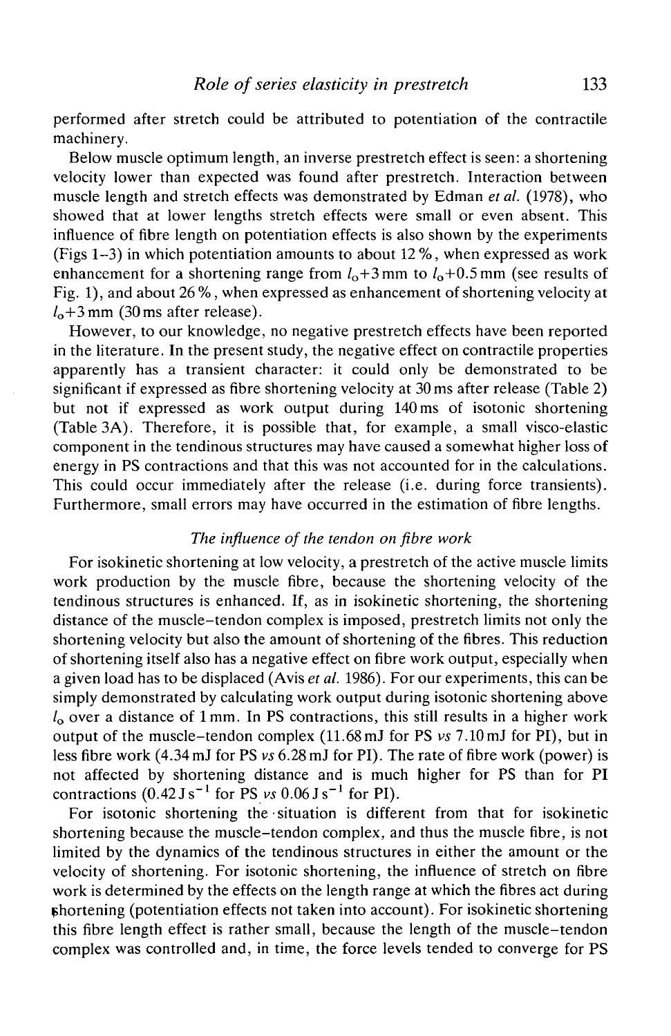performed after stretch could be attributed to potentiation of the contractile machinery.

Below muscle optimum length, an inverse prestretch effect is seen: a shortening velocity lower than expected was found after prestretch. Interaction between muscle length and stretch effects was demonstrated by Edman *et al.* (1978), who showed that at lower lengths stretch effects were small or even absent. This influence of fibre length on potentiation effects is also shown by the experiments (Figs 1–3) in which potentiation amounts to about 12 %, when expressed as work enhancement for a shortening range from $l_o$+3 mm to $l_o$+0.5 mm (see results of Fig. 1), and about 26 %, when expressed as enhancement of shortening velocity at $l_o$+3 mm (30 ms after release).

However, to our knowledge, no negative prestretch effects have been reported in the literature. In the present study, the negative effect on contractile properties apparently has a transient character: it could only be demonstrated to be significant if expressed as fibre shortening velocity at 30 ms after release (Table 2) but not if expressed as work output during 140 ms of isotonic shortening (Table 3A). Therefore, it is possible that, for example, a small visco-elastic component in the tendinous structures may have caused a somewhat higher loss of energy in PS contractions and that this was not accounted for in the calculations. This could occur immediately after the release (i.e. during force transients). Furthermore, small errors may have occurred in the estimation of fibre lengths.

### *The influence of the tendon on fibre work*

For isokinetic shortening at low velocity, a prestretch of the active muscle limits work production by the muscle fibre, because the shortening velocity of the tendinous structures is enhanced. If, as in isokinetic shortening, the shortening distance of the muscle–tendon complex is imposed, prestretch limits not only the shortening velocity but also the amount of shortening of the fibres. This reduction of shortening itself also has a negative effect on fibre work output, especially when a given load has to be displaced (Avis *et al.* 1986). For our experiments, this can be simply demonstrated by calculating work output during isotonic shortening above $l_o$ over a distance of 1 mm. In PS contractions, this still results in a higher work output of the muscle–tendon complex (11.68 mJ for PS *vs* 7.10 mJ for PI), but in less fibre work (4.34 mJ for PS *vs* 6.28 mJ for PI). The rate of fibre work (power) is not affected by shortening distance and is much higher for PS than for PI contractions (0.42 J $s^{-1}$ for PS *vs* 0.06 J $s^{-1}$ for PI).

For isotonic shortening the situation is different from that for isokinetic shortening because the muscle–tendon complex, and thus the muscle fibre, is not limited by the dynamics of the tendinous structures in either the amount or the velocity of shortening. For isotonic shortening, the influence of stretch on fibre work is determined by the effects on the length range at which the fibres act during shortening (potentiation effects not taken into account). For isokinetic shortening this fibre length effect is rather small, because the length of the muscle–tendon complex was controlled and, in time, the force levels tended to converge for PS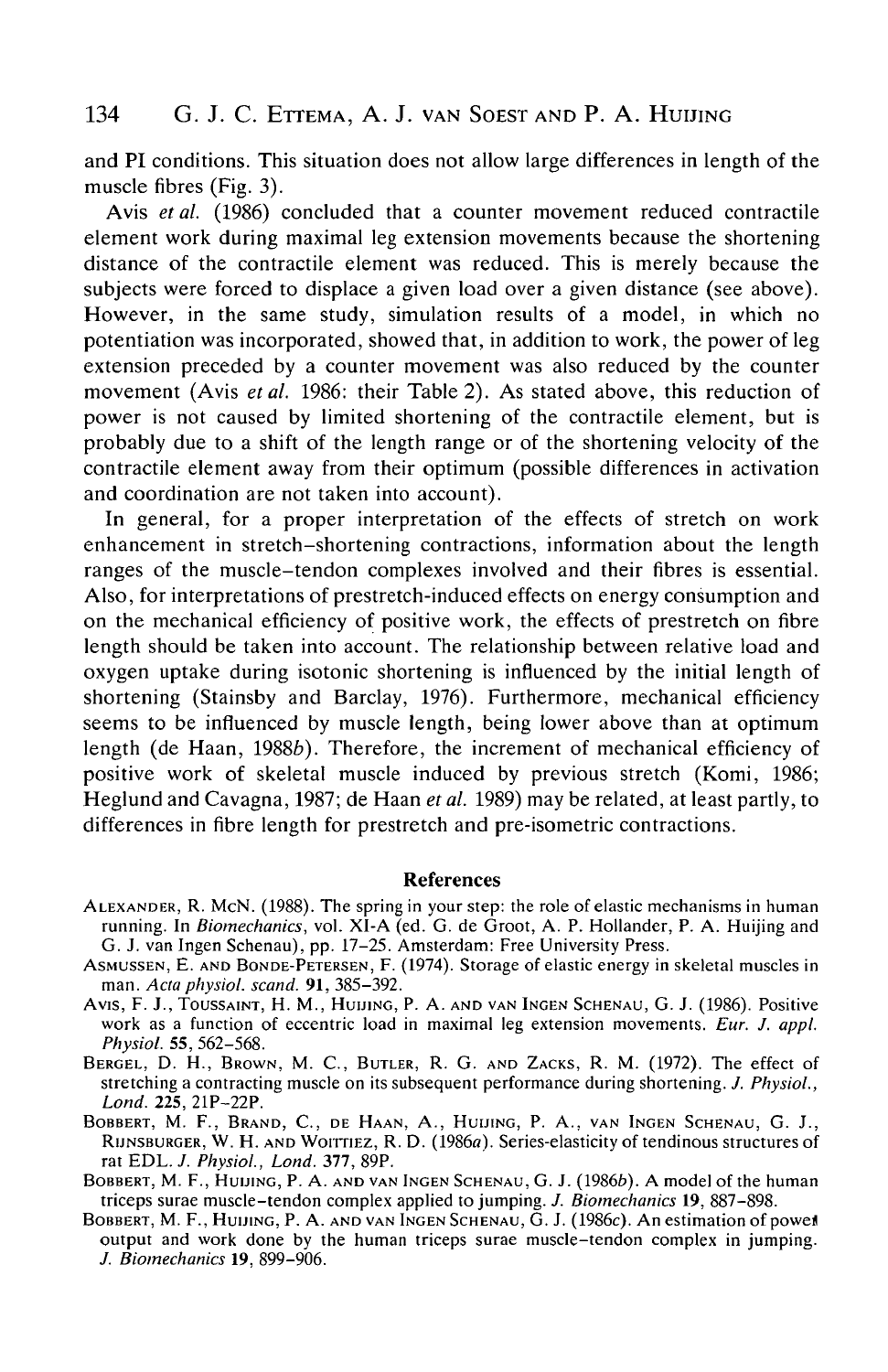and PI conditions. This situation does not allow large differences in length of the muscle fibres (Fig. 3).

Avis *et al.* (1986) concluded that a counter movement reduced contractile element work during maximal leg extension movements because the shortening distance of the contractile element was reduced. This is merely because the subjects were forced to displace a given load over a given distance (see above). However, in the same study, simulation results of a model, in which no potentiation was incorporated, showed that, in addition to work, the power of leg extension preceded by a counter movement was also reduced by the counter movement (Avis *et al.* 1986: their Table 2). As stated above, this reduction of power is not caused by limited shortening of the contractile element, but is probably due to a shift of the length range or of the shortening velocity of the contractile element away from their optimum (possible differences in activation and coordination are not taken into account).

In general, for a proper interpretation of the effects of stretch on work enhancement in stretch–shortening contractions, information about the length ranges of the muscle–tendon complexes involved and their fibres is essential. Also, for interpretations of prestretch-induced effects on energy consumption and on the mechanical efficiency of positive work, the effects of prestretch on fibre length should be taken into account. The relationship between relative load and oxygen uptake during isotonic shortening is influenced by the initial length of shortening (Stainsby and Barclay, 1976). Furthermore, mechanical efficiency seems to be influenced by muscle length, being lower above than at optimum length (de Haan, 1988*b*). Therefore, the increment of mechanical efficiency of positive work of skeletal muscle induced by previous stretch (Komi, 1986; Heglund and Cavagna, 1987; de Haan *et al.* 1989) may be related, at least partly, to differences in fibre length for prestretch and pre-isometric contractions.

## References

Alexander, R. McN. (1988). The spring in your step: the role of elastic mechanisms in human running. In *Biomechanics*, vol. XI-A (ed. G. de Groot, A. P. Hollander, P. A. Huijing and G. J. van Ingen Schenau), pp. 17–25. Amsterdam: Free University Press.

Asmussen, E. and Bonde-Petersen, F. (1974). Storage of elastic energy in skeletal muscles in man. *Acta physiol. scand.* **91**, 385–392.

Avis, F. J., Toussaint, H. M., Huijing, P. A. and van Ingen Schenau, G. J. (1986). Positive work as a function of eccentric load in maximal leg extension movements. *Eur. J. appl. Physiol.* **55**, 562–568.

Bergel, D. H., Brown, M. C., Butler, R. G. and Zacks, R. M. (1972). The effect of stretching a contracting muscle on its subsequent performance during shortening. *J. Physiol., Lond.* **225**, 21P–22P.

Bobbert, M. F., Brand, C., de Haan, A., Huijing, P. A., van Ingen Schenau, G. J., Rijnsburger, W. H. and Woittiez, R. D. (1986*a*). Series-elasticity of tendinous structures of rat EDL. *J. Physiol., Lond.* **377**, 89P.

Bobbert, M. F., Huijing, P. A. and van Ingen Schenau, G. J. (1986*b*). A model of the human triceps surae muscle–tendon complex applied to jumping. *J. Biomechanics* **19**, 887–898.

Bobbert, M. F., Huijing, P. A. and van Ingen Schenau, G. J. (1986*c*). An estimation of power output and work done by the human triceps surae muscle–tendon complex in jumping. *J. Biomechanics* **19**, 899–906.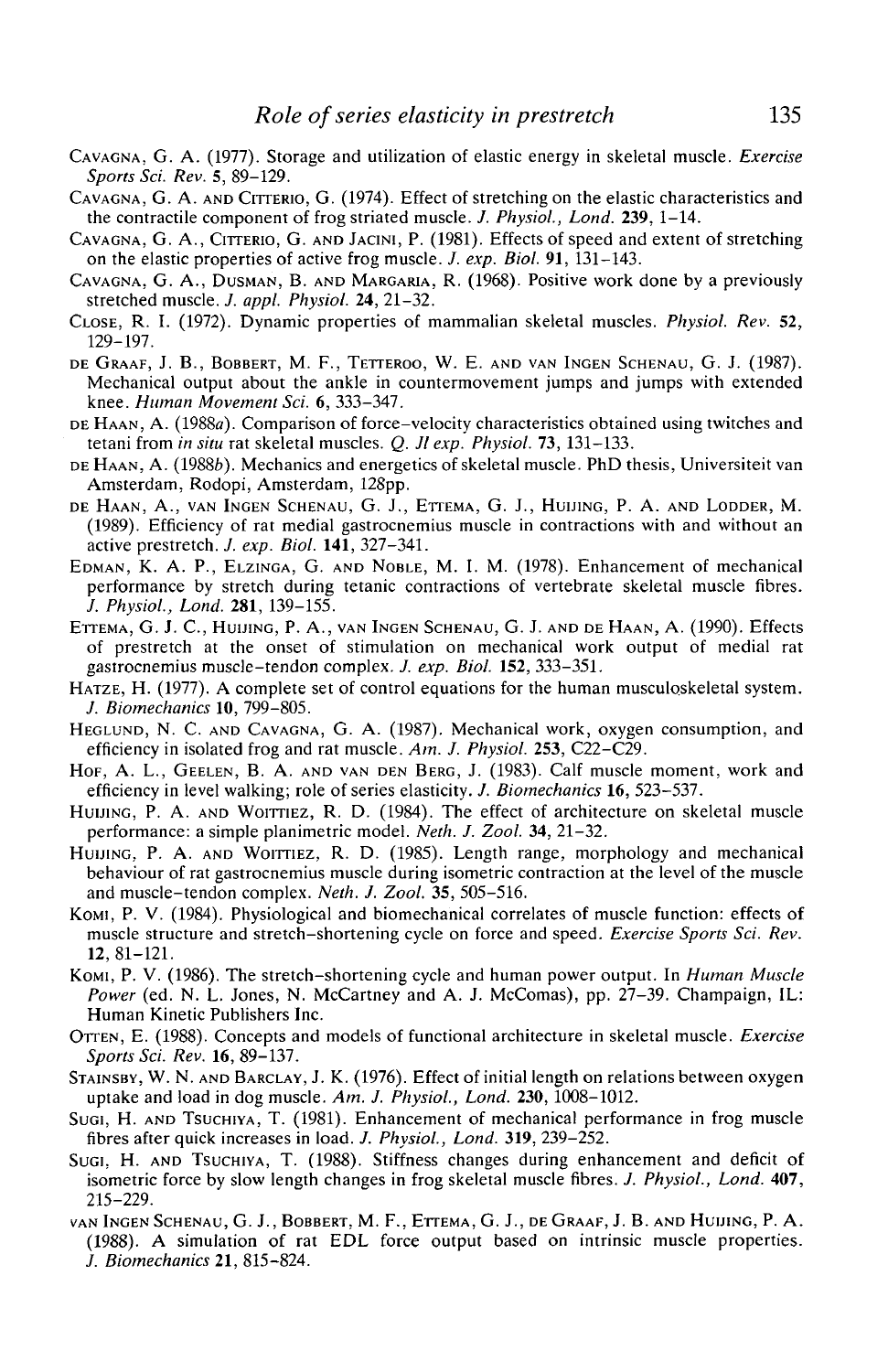Cavagna, G. A. (1977). Storage and utilization of elastic energy in skeletal muscle. *Exercise Sports Sci. Rev.* **5**, 89–129.

Cavagna, G. A. and Citterio, G. (1974). Effect of stretching on the elastic characteristics and the contractile component of frog striated muscle. *J. Physiol., Lond.* **239**, 1–14.

Cavagna, G. A., Citterio, G. and Jacini, P. (1981). Effects of speed and extent of stretching on the elastic properties of active frog muscle. *J. exp. Biol.* **91**, 131–143.

Cavagna, G. A., Dusman, B. and Margaria, R. (1968). Positive work done by a previously stretched muscle. *J. appl. Physiol.* **24**, 21–32.

Close, R. I. (1972). Dynamic properties of mammalian skeletal muscles. *Physiol. Rev.* **52**, 129–197.

de Graaf, J. B., Bobbert, M. F., Tetteroo, W. E. and van Ingen Schenau, G. J. (1987). Mechanical output about the ankle in countermovement jumps and jumps with extended knee. *Human Movement Sci.* **6**, 333–347.

de Haan, A. (1988*a*). Comparison of force–velocity characteristics obtained using twitches and tetani from *in situ* rat skeletal muscles. *Q. Jl exp. Physiol.* **73**, 131–133.

de Haan, A. (1988*b*). Mechanics and energetics of skeletal muscle. PhD thesis, Universiteit van Amsterdam, Rodopi, Amsterdam, 128pp.

de Haan, A., van Ingen Schenau, G. J., Ettema, G. J., Huijing, P. A. and Lodder, M. (1989). Efficiency of rat medial gastrocnemius muscle in contractions with and without an active prestretch. *J. exp. Biol.* **141**, 327–341.

Edman, K. A. P., Elzinga, G. and Noble, M. I. M. (1978). Enhancement of mechanical performance by stretch during tetanic contractions of vertebrate skeletal muscle fibres. *J. Physiol., Lond.* **281**, 139–155.

Ettema, G. J. C., Huijing, P. A., van Ingen Schenau, G. J. and de Haan, A. (1990). Effects of prestretch at the onset of stimulation on mechanical work output of medial rat gastrocnemius muscle–tendon complex. *J. exp. Biol.* **152**, 333–351.

Hatze, H. (1977). A complete set of control equations for the human musculoskeletal system. *J. Biomechanics* **10**, 799–805.

Heglund, N. C. and Cavagna, G. A. (1987). Mechanical work, oxygen consumption, and efficiency in isolated frog and rat muscle. *Am. J. Physiol.* **253**, C22–C29.

Hof, A. L., Geelen, B. A. and van den Berg, J. (1983). Calf muscle moment, work and efficiency in level walking; role of series elasticity. *J. Biomechanics* **16**, 523–537.

Huijing, P. A. and Woittiez, R. D. (1984). The effect of architecture on skeletal muscle performance: a simple planimetric model. *Neth. J. Zool.* **34**, 21–32.

Huijing, P. A. and Woittiez, R. D. (1985). Length range, morphology and mechanical behaviour of rat gastrocnemius muscle during isometric contraction at the level of the muscle and muscle–tendon complex. *Neth. J. Zool.* **35**, 505–516.

Komi, P. V. (1984). Physiological and biomechanical correlates of muscle function: effects of muscle structure and stretch–shortening cycle on force and speed. *Exercise Sports Sci. Rev.* **12**, 81–121.

Komi, P. V. (1986). The stretch–shortening cycle and human power output. In *Human Muscle Power* (ed. N. L. Jones, N. McCartney and A. J. McComas), pp. 27–39. Champaign, IL: Human Kinetic Publishers Inc.

Otten, E. (1988). Concepts and models of functional architecture in skeletal muscle. *Exercise Sports Sci. Rev.* **16**, 89–137.

Stainsby, W. N. and Barclay, J. K. (1976). Effect of initial length on relations between oxygen uptake and load in dog muscle. *Am. J. Physiol., Lond.* **230**, 1008–1012.

Sugi, H. and Tsuchiya, T. (1981). Enhancement of mechanical performance in frog muscle fibres after quick increases in load. *J. Physiol., Lond.* **319**, 239–252.

Sugi, H. and Tsuchiya, T. (1988). Stiffness changes during enhancement and deficit of isometric force by slow length changes in frog skeletal muscle fibres. *J. Physiol., Lond.* **407**, 215–229.

van Ingen Schenau, G. J., Bobbert, M. F., Ettema, G. J., de Graaf, J. B. and Huijing, P. A. (1988). A simulation of rat EDL force output based on intrinsic muscle properties. *J. Biomechanics* **21**, 815–824.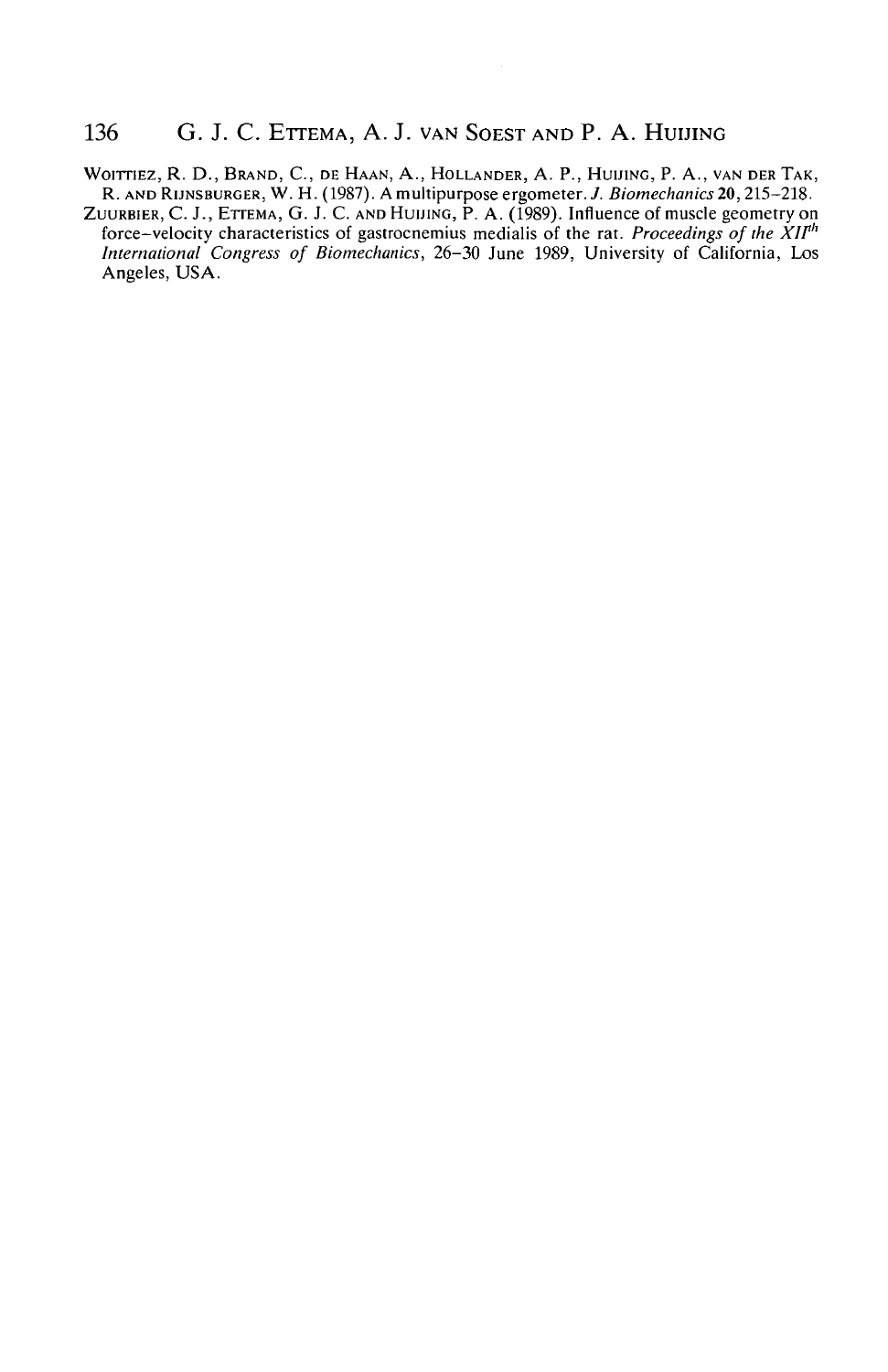Woittiez, R. D., Brand, C., de Haan, A., Hollander, A. P., Huijing, P. A., van der Tak, R. and Rijnsburger, W. H. (1987). A multipurpose ergometer. *J. Biomechanics* **20**, 215–218.

Zuurbier, C. J., Ettema, G. J. C. and Huijing, P. A. (1989). Influence of muscle geometry on force–velocity characteristics of gastrocnemius medialis of the rat. *Proceedings of the XII$^{th}$ International Congress of Biomechanics*, 26–30 June 1989, University of California, Los Angeles, USA.